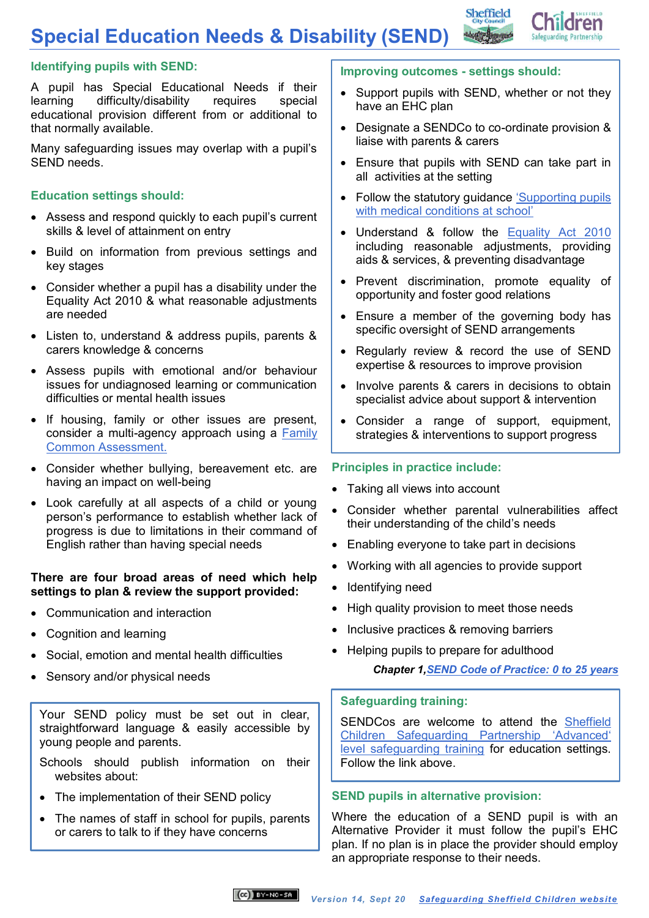# Special Education Needs & Disability (SEND)

## Identifying pupils with SEND:

A pupil has Special Educational Needs if their learning difficulty/disability requires special educational provision different from or additional to that normally available.

Many safeguarding issues may overlap with a pupil's SEND needs.

## Education settings should:

- Assess and respond quickly to each pupil's current skills & level of attainment on entry
- Build on information from previous settings and key stages
- Consider whether a pupil has a disability under the Equality Act 2010 & what reasonable adjustments are needed
- Listen to, understand & address pupils, parents & carers knowledge & concerns
- Assess pupils with emotional and/or behaviour issues for undiagnosed learning or communication difficulties or mental health issues
- If housing, family or other issues are present, consider a multi-agency approach using a Family Common Assessment.
- Consider whether bullying, bereavement etc. are having an impact on well-being
- Look carefully at all aspects of a child or young person's performance to establish whether lack of progress is due to limitations in their command of English rather than having special needs

**There are four broad areas of need which help settings to plan & review the support provided:**

- Communication and interaction
- Cognition and learning
- Social, emotion and mental health difficulties
- Sensory and/or physical needs

Your SEND policy must be set out in clear, straightforward language & easily accessible by young people and parents.

Schools should publish information on their websites about:

- The implementation of their SEND policy
- The names of staff in school for pupils, parents or carers to talk to if they have concerns

## Improving outcomes - settings should:

- Support pupils with SEND, whether or not they have an EHC plan
- Designate a SENDCo to co-ordinate provision & liaise with parents & carers
- Ensure that pupils with SEND can take part in all activities at the setting
- Follow the statutory guidance 'Supporting pupils with medical conditions at school'
- Understand & follow the Equality Act 2010 including reasonable adjustments, providing aids & services, & preventing disadvantage
- Prevent discrimination, promote equality of opportunity and foster good relations
- Ensure a member of the governing body has specific oversight of SEND arrangements
- Regularly review & record the use of SEND expertise & resources to improve provision
- Involve parents & carers in decisions to obtain specialist advice about support & intervention
- Consider a range of support, equipment, strategies & interventions to support progress

## Principles in practice include:

- Taking all views into account
- Consider whether parental vulnerabilities affect their understanding of the child's needs
- Enabling everyone to take part in decisions
- Working with all agencies to provide support
- Identifying need
- High quality provision to meet those needs
- Inclusive practices & removing barriers
- Helping pupils to prepare for adulthood

***Chapter 1, SEND Code of Practice: 0 to 25 years***

## Safeguarding training:

SENDCos are welcome to attend the Sheffield Children Safeguarding Partnership 'Advanced' level safeguarding training for education settings. Follow the link above.

## SEND pupils in alternative provision:

Where the education of a SEND pupil is with an Alternative Provider it must follow the pupil's EHC plan. If no plan is in place the provider should employ an appropriate response to their needs.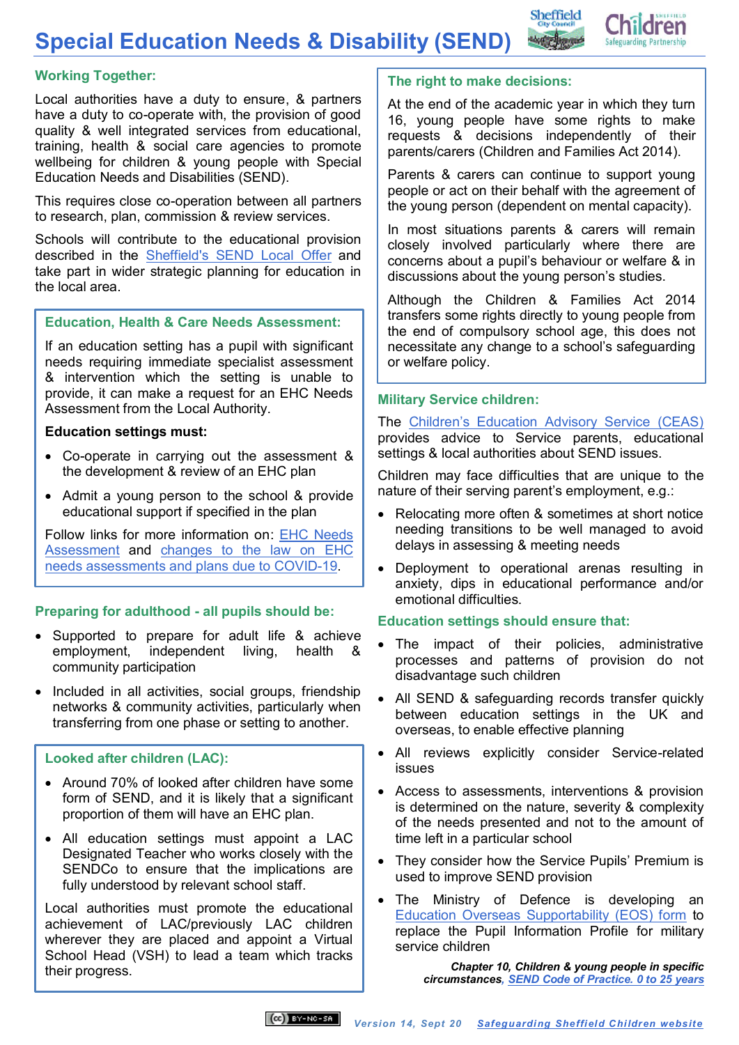# Special Educational Needs & Disability (SEND)

## Working Together:

Local authorities have a duty to ensure, & partners have a duty to co-operate with, the provision of good quality & well integrated services from educational, training, health & social care agencies to promote wellbeing for children & young people with Special Education Needs and Disabilities (SEND).

This requires close co-operation between all partners to research, plan, commission & review services.

Schools will contribute to the educational provision described in the Sheffield's SEND Local Offer and take part in wider strategic planning for education in the local area.

## Education, Health & Care Needs Assessment:

If an education setting has a pupil with significant needs requiring immediate specialist assessment & intervention which the setting is unable to provide, it can make a request for an EHC Needs Assessment from the Local Authority.

**Education settings must:**

- Co-operate in carrying out the assessment & the development & review of an EHC plan
- Admit a young person to the school & provide educational support if specified in the plan

Follow links for more information on: EHC Needs Assessment and changes to the law on EHC needs assessments and plans due to COVID-19.

## Preparing for adulthood - all pupils should be:

- Supported to prepare for adult life & achieve employment, independent living, health & community participation
- Included in all activities, social groups, friendship networks & community activities, particularly when transferring from one phase or setting to another.

## Looked after children (LAC):

- Around 70% of looked after children have some form of SEND, and it is likely that a significant proportion of them will have an EHC plan.
- All education settings must appoint a LAC Designated Teacher who works closely with the SENDCo to ensure that the implications are fully understood by relevant school staff.

Local authorities must promote the educational achievement of LAC/previously LAC children wherever they are placed and appoint a Virtual School Head (VSH) to lead a team which tracks their progress.

## The right to make decisions:

At the end of the academic year in which they turn 16, young people have some rights to make requests & decisions independently of their parents/carers (Children and Families Act 2014).

Parents & carers can continue to support young people or act on their behalf with the agreement of the young person (dependent on mental capacity).

In most situations parents & carers will remain closely involved particularly where there are concerns about a pupil's behaviour or welfare & in discussions about the young person's studies.

Although the Children & Families Act 2014 transfers some rights directly to young people from the end of compulsory school age, this does not necessitate any change to a school's safeguarding or welfare policy.

## Military Service children:

The Children's Education Advisory Service (CEAS) provides advice to Service parents, educational settings & local authorities about SEND issues.

Children may face difficulties that are unique to the nature of their serving parent's employment, e.g.:

- Relocating more often & sometimes at short notice needing transitions to be well managed to avoid delays in assessing & meeting needs
- Deployment to operational arenas resulting in anxiety, dips in educational performance and/or emotional difficulties.

## Education settings should ensure that:

- The impact of their policies, administrative processes and patterns of provision do not disadvantage such children
- All SEND & safeguarding records transfer quickly between education settings in the UK and overseas, to enable effective planning
- All reviews explicitly consider Service-related issues
- Access to assessments, interventions & provision is determined on the nature, severity & complexity of the needs presented and not to the amount of time left in a particular school
- They consider how the Service Pupils' Premium is used to improve SEND provision
- The Ministry of Defence is developing an Education Overseas Supportability (EOS) form to replace the Pupil Information Profile for military service children

***Chapter 10, Children & young people in specific circumstances**, SEND Code of Practice. 0 to 25 years*

Version 14, Sept 20 Safeguarding Sheffield Children website